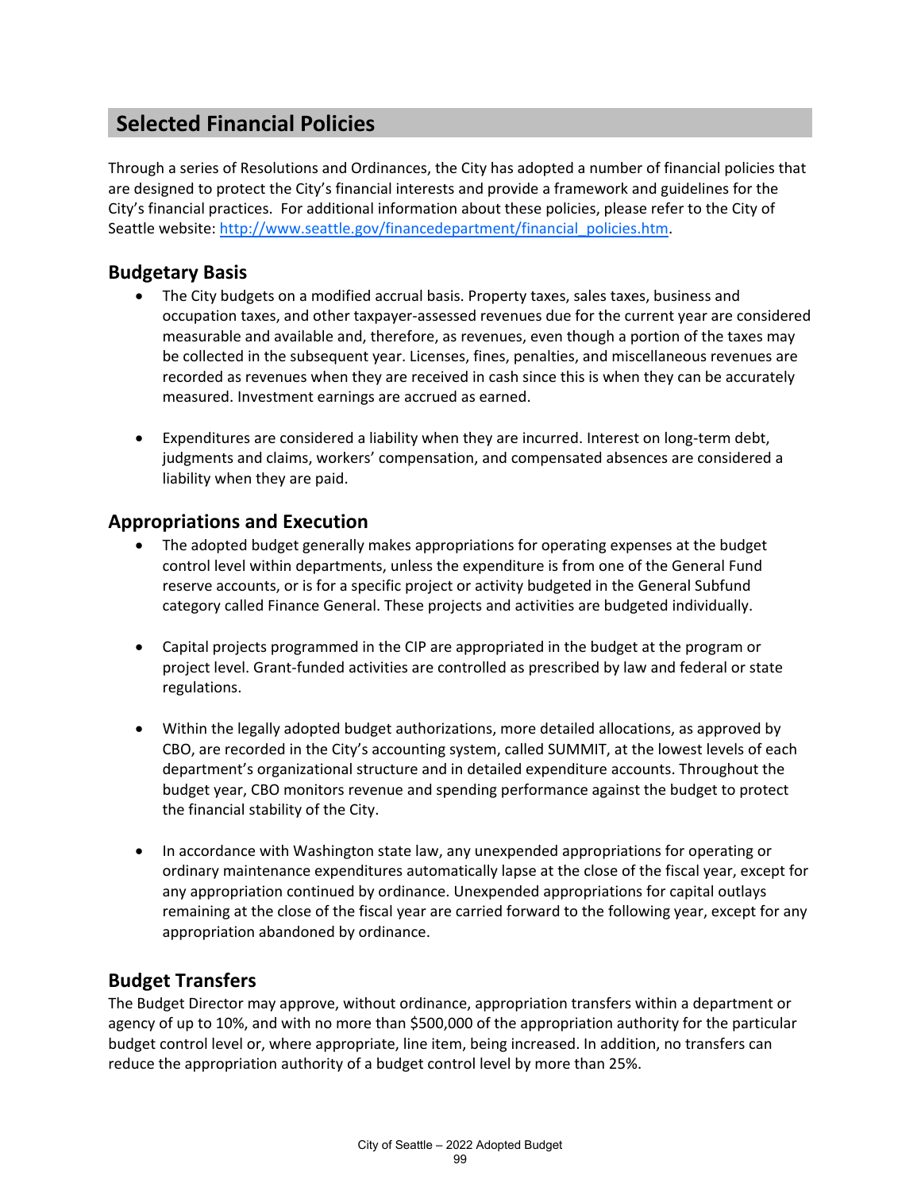## Selected Financial Policies

Through a series of Resolutions and Ordinances, the City has adopted a number of financial policies that are designed to protect the City's financial interests and provide a framework and guidelines for the City's financial practices. For additional information about these policies, please refer to the City of Seattle website: http://www.seattle.gov/financedepartment/financial_policies.htm.

### Budgetary Basis

- The City budgets on a modified accrual basis. Property taxes, sales taxes, business and occupation taxes, and other taxpayer-assessed revenues due for the current year are considered measurable and available and, therefore, as revenues, even though a portion of the taxes may be collected in the subsequent year. Licenses, fines, penalties, and miscellaneous revenues are recorded as revenues when they are received in cash since this is when they can be accurately measured. Investment earnings are accrued as earned.

- Expenditures are considered a liability when they are incurred. Interest on long-term debt, judgments and claims, workers' compensation, and compensated absences are considered a liability when they are paid.

### Appropriations and Execution

- The adopted budget generally makes appropriations for operating expenses at the budget control level within departments, unless the expenditure is from one of the General Fund reserve accounts, or is for a specific project or activity budgeted in the General Subfund category called Finance General. These projects and activities are budgeted individually.

- Capital projects programmed in the CIP are appropriated in the budget at the program or project level. Grant-funded activities are controlled as prescribed by law and federal or state regulations.

- Within the legally adopted budget authorizations, more detailed allocations, as approved by CBO, are recorded in the City's accounting system, called SUMMIT, at the lowest levels of each department's organizational structure and in detailed expenditure accounts. Throughout the budget year, CBO monitors revenue and spending performance against the budget to protect the financial stability of the City.

- In accordance with Washington state law, any unexpended appropriations for operating or ordinary maintenance expenditures automatically lapse at the close of the fiscal year, except for any appropriation continued by ordinance. Unexpended appropriations for capital outlays remaining at the close of the fiscal year are carried forward to the following year, except for any appropriation abandoned by ordinance.

### Budget Transfers

The Budget Director may approve, without ordinance, appropriation transfers within a department or agency of up to 10%, and with no more than $500,000 of the appropriation authority for the particular budget control level or, where appropriate, line item, being increased. In addition, no transfers can reduce the appropriation authority of a budget control level by more than 25%.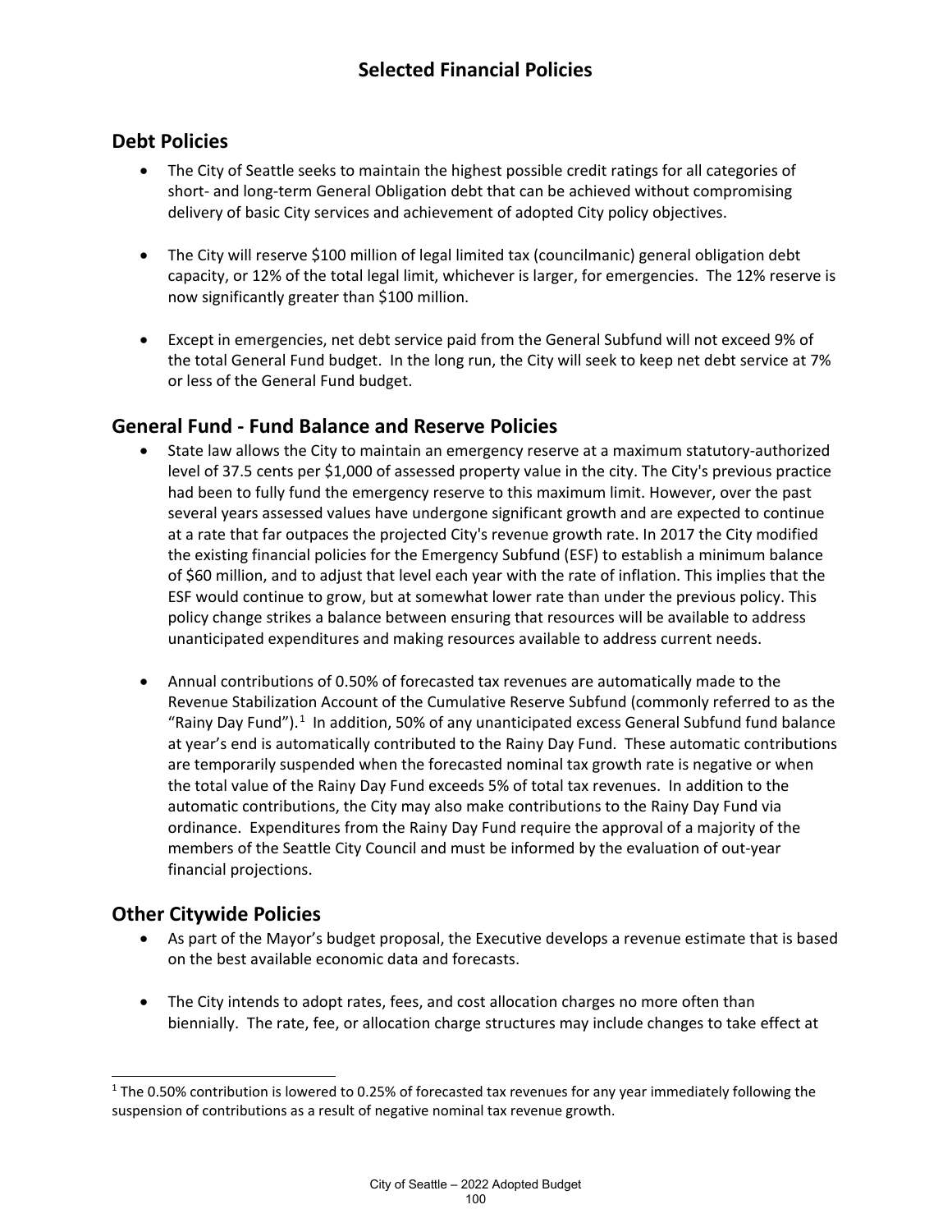# Selected Financial Policies

## Debt Policies

- The City of Seattle seeks to maintain the highest possible credit ratings for all categories of short- and long-term General Obligation debt that can be achieved without compromising delivery of basic City services and achievement of adopted City policy objectives.

- The City will reserve $100 million of legal limited tax (councilmanic) general obligation debt capacity, or 12% of the total legal limit, whichever is larger, for emergencies. The 12% reserve is now significantly greater than $100 million.

- Except in emergencies, net debt service paid from the General Subfund will not exceed 9% of the total General Fund budget. In the long run, the City will seek to keep net debt service at 7% or less of the General Fund budget.

## General Fund - Fund Balance and Reserve Policies

- State law allows the City to maintain an emergency reserve at a maximum statutory-authorized level of 37.5 cents per $1,000 of assessed property value in the city. The City's previous practice had been to fully fund the emergency reserve to this maximum limit. However, over the past several years assessed values have undergone significant growth and are expected to continue at a rate that far outpaces the projected City's revenue growth rate. In 2017 the City modified the existing financial policies for the Emergency Subfund (ESF) to establish a minimum balance of $60 million, and to adjust that level each year with the rate of inflation. This implies that the ESF would continue to grow, but at somewhat lower rate than under the previous policy. This policy change strikes a balance between ensuring that resources will be available to address unanticipated expenditures and making resources available to address current needs.

- Annual contributions of 0.50% of forecasted tax revenues are automatically made to the Revenue Stabilization Account of the Cumulative Reserve Subfund (commonly referred to as the "Rainy Day Fund").[1] In addition, 50% of any unanticipated excess General Subfund fund balance at year's end is automatically contributed to the Rainy Day Fund. These automatic contributions are temporarily suspended when the forecasted nominal tax growth rate is negative or when the total value of the Rainy Day Fund exceeds 5% of total tax revenues. In addition to the automatic contributions, the City may also make contributions to the Rainy Day Fund via ordinance. Expenditures from the Rainy Day Fund require the approval of a majority of the members of the Seattle City Council and must be informed by the evaluation of out-year financial projections.

## Other Citywide Policies

- As part of the Mayor's budget proposal, the Executive develops a revenue estimate that is based on the best available economic data and forecasts.

- The City intends to adopt rates, fees, and cost allocation charges no more often than biennially. The rate, fee, or allocation charge structures may include changes to take effect at

---

[1] The 0.50% contribution is lowered to 0.25% of forecasted tax revenues for any year immediately following the suspension of contributions as a result of negative nominal tax revenue growth.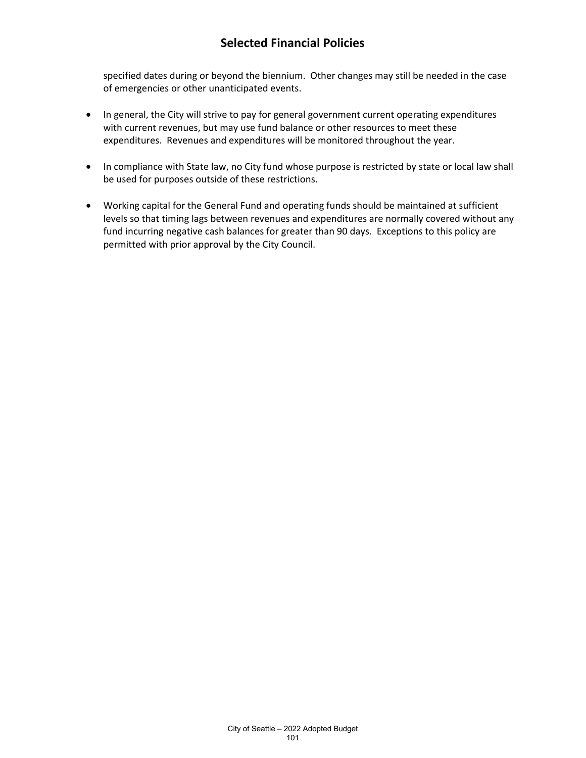specified dates during or beyond the biennium. Other changes may still be needed in the case of emergencies or other unanticipated events.

- In general, the City will strive to pay for general government current operating expenditures with current revenues, but may use fund balance or other resources to meet these expenditures. Revenues and expenditures will be monitored throughout the year.

- In compliance with State law, no City fund whose purpose is restricted by state or local law shall be used for purposes outside of these restrictions.

- Working capital for the General Fund and operating funds should be maintained at sufficient levels so that timing lags between revenues and expenditures are normally covered without any fund incurring negative cash balances for greater than 90 days. Exceptions to this policy are permitted with prior approval by the City Council.